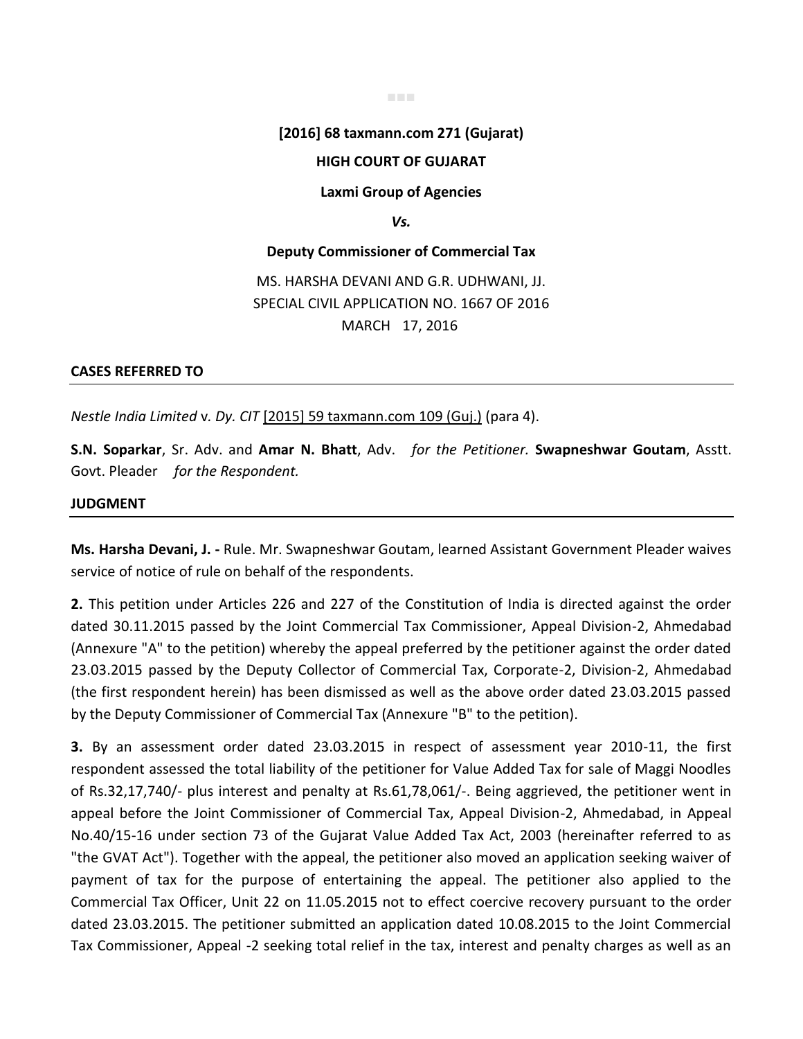**[2016] 68 taxmann.com 271 (Gujarat)**

**HIGH COURT OF GUJARAT**

**Laxmi Group of Agencies**

***Vs.***

**Deputy Commissioner of Commercial Tax**

MS. HARSHA DEVANI AND G.R. UDHWANI, JJ.
SPECIAL CIVIL APPLICATION NO. 1667 OF 2016
MARCH 17, 2016

**CASES REFERRED TO**

*Nestle India Limited* v. *Dy. CIT* [2015] 59 taxmann.com 109 (Guj.) (para 4).

**S.N. Soparkar**, Sr. Adv. and **Amar N. Bhatt**, Adv. *for the Petitioner.* **Swapneshwar Goutam**, Asstt. Govt. Pleader *for the Respondent.*

**JUDGMENT**

**Ms. Harsha Devani, J. -** Rule. Mr. Swapneshwar Goutam, learned Assistant Government Pleader waives service of notice of rule on behalf of the respondents.

**2.** This petition under Articles 226 and 227 of the Constitution of India is directed against the order dated 30.11.2015 passed by the Joint Commercial Tax Commissioner, Appeal Division-2, Ahmedabad (Annexure "A" to the petition) whereby the appeal preferred by the petitioner against the order dated 23.03.2015 passed by the Deputy Collector of Commercial Tax, Corporate-2, Division-2, Ahmedabad (the first respondent herein) has been dismissed as well as the above order dated 23.03.2015 passed by the Deputy Commissioner of Commercial Tax (Annexure "B" to the petition).

**3.** By an assessment order dated 23.03.2015 in respect of assessment year 2010-11, the first respondent assessed the total liability of the petitioner for Value Added Tax for sale of Maggi Noodles of Rs.32,17,740/- plus interest and penalty at Rs.61,78,061/-. Being aggrieved, the petitioner went in appeal before the Joint Commissioner of Commercial Tax, Appeal Division-2, Ahmedabad, in Appeal No.40/15-16 under section 73 of the Gujarat Value Added Tax Act, 2003 (hereinafter referred to as "the GVAT Act"). Together with the appeal, the petitioner also moved an application seeking waiver of payment of tax for the purpose of entertaining the appeal. The petitioner also applied to the Commercial Tax Officer, Unit 22 on 11.05.2015 not to effect coercive recovery pursuant to the order dated 23.03.2015. The petitioner submitted an application dated 10.08.2015 to the Joint Commercial Tax Commissioner, Appeal -2 seeking total relief in the tax, interest and penalty charges as well as an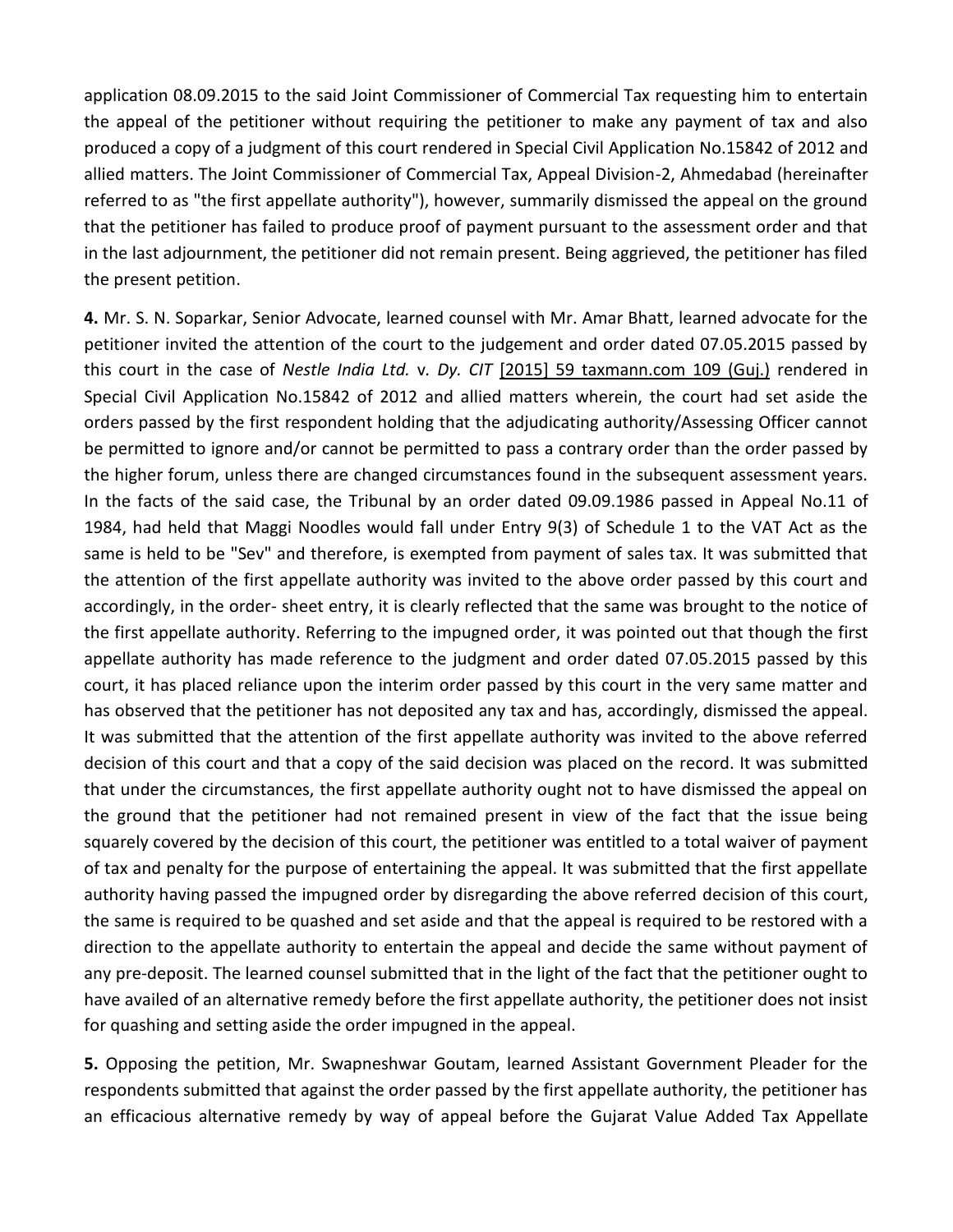application 08.09.2015 to the said Joint Commissioner of Commercial Tax requesting him to entertain the appeal of the petitioner without requiring the petitioner to make any payment of tax and also produced a copy of a judgment of this court rendered in Special Civil Application No.15842 of 2012 and allied matters. The Joint Commissioner of Commercial Tax, Appeal Division-2, Ahmedabad (hereinafter referred to as "the first appellate authority"), however, summarily dismissed the appeal on the ground that the petitioner has failed to produce proof of payment pursuant to the assessment order and that in the last adjournment, the petitioner did not remain present. Being aggrieved, the petitioner has filed the present petition.

**4.** Mr. S. N. Soparkar, Senior Advocate, learned counsel with Mr. Amar Bhatt, learned advocate for the petitioner invited the attention of the court to the judgement and order dated 07.05.2015 passed by this court in the case of *Nestle India Ltd.* v. *Dy. CIT* [2015] 59 taxmann.com 109 (Guj.) rendered in Special Civil Application No.15842 of 2012 and allied matters wherein, the court had set aside the orders passed by the first respondent holding that the adjudicating authority/Assessing Officer cannot be permitted to ignore and/or cannot be permitted to pass a contrary order than the order passed by the higher forum, unless there are changed circumstances found in the subsequent assessment years. In the facts of the said case, the Tribunal by an order dated 09.09.1986 passed in Appeal No.11 of 1984, had held that Maggi Noodles would fall under Entry 9(3) of Schedule 1 to the VAT Act as the same is held to be "Sev" and therefore, is exempted from payment of sales tax. It was submitted that the attention of the first appellate authority was invited to the above order passed by this court and accordingly, in the order- sheet entry, it is clearly reflected that the same was brought to the notice of the first appellate authority. Referring to the impugned order, it was pointed out that though the first appellate authority has made reference to the judgment and order dated 07.05.2015 passed by this court, it has placed reliance upon the interim order passed by this court in the very same matter and has observed that the petitioner has not deposited any tax and has, accordingly, dismissed the appeal. It was submitted that the attention of the first appellate authority was invited to the above referred decision of this court and that a copy of the said decision was placed on the record. It was submitted that under the circumstances, the first appellate authority ought not to have dismissed the appeal on the ground that the petitioner had not remained present in view of the fact that the issue being squarely covered by the decision of this court, the petitioner was entitled to a total waiver of payment of tax and penalty for the purpose of entertaining the appeal. It was submitted that the first appellate authority having passed the impugned order by disregarding the above referred decision of this court, the same is required to be quashed and set aside and that the appeal is required to be restored with a direction to the appellate authority to entertain the appeal and decide the same without payment of any pre-deposit. The learned counsel submitted that in the light of the fact that the petitioner ought to have availed of an alternative remedy before the first appellate authority, the petitioner does not insist for quashing and setting aside the order impugned in the appeal.

**5.** Opposing the petition, Mr. Swapneshwar Goutam, learned Assistant Government Pleader for the respondents submitted that against the order passed by the first appellate authority, the petitioner has an efficacious alternative remedy by way of appeal before the Gujarat Value Added Tax Appellate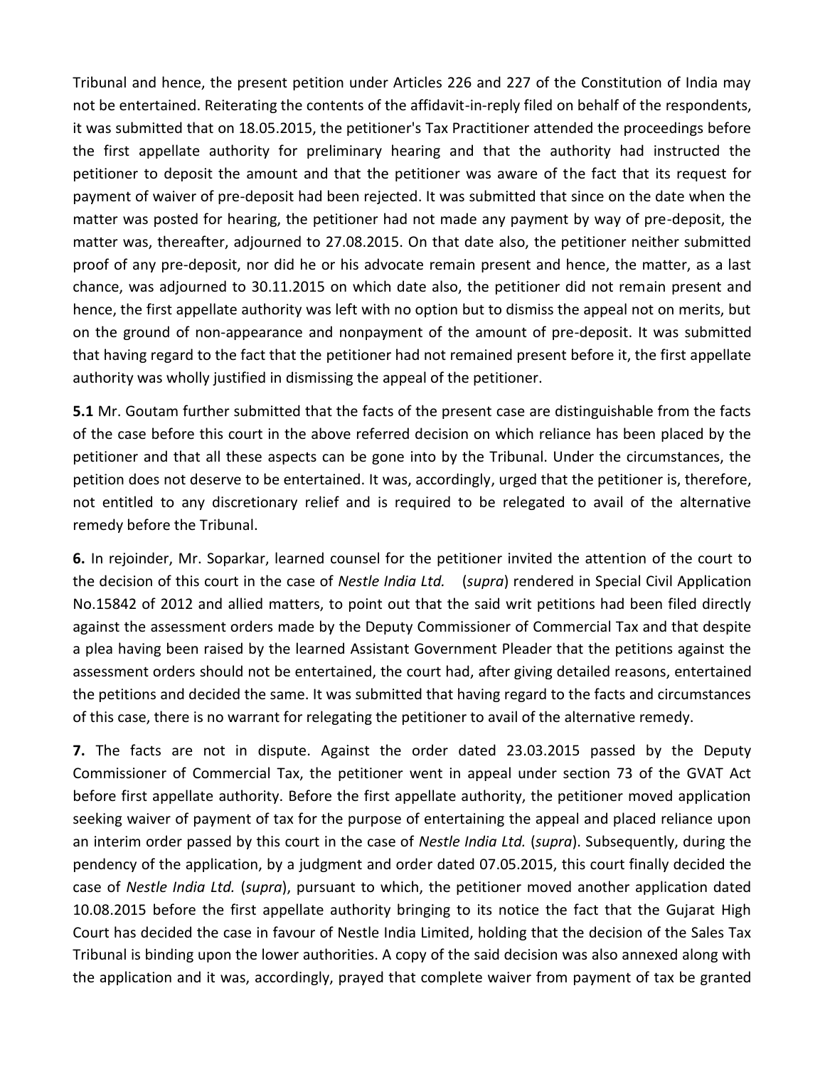Tribunal and hence, the present petition under Articles 226 and 227 of the Constitution of India may not be entertained. Reiterating the contents of the affidavit-in-reply filed on behalf of the respondents, it was submitted that on 18.05.2015, the petitioner's Tax Practitioner attended the proceedings before the first appellate authority for preliminary hearing and that the authority had instructed the petitioner to deposit the amount and that the petitioner was aware of the fact that its request for payment of waiver of pre-deposit had been rejected. It was submitted that since on the date when the matter was posted for hearing, the petitioner had not made any payment by way of pre-deposit, the matter was, thereafter, adjourned to 27.08.2015. On that date also, the petitioner neither submitted proof of any pre-deposit, nor did he or his advocate remain present and hence, the matter, as a last chance, was adjourned to 30.11.2015 on which date also, the petitioner did not remain present and hence, the first appellate authority was left with no option but to dismiss the appeal not on merits, but on the ground of non-appearance and nonpayment of the amount of pre-deposit. It was submitted that having regard to the fact that the petitioner had not remained present before it, the first appellate authority was wholly justified in dismissing the appeal of the petitioner.

**5.1** Mr. Goutam further submitted that the facts of the present case are distinguishable from the facts of the case before this court in the above referred decision on which reliance has been placed by the petitioner and that all these aspects can be gone into by the Tribunal. Under the circumstances, the petition does not deserve to be entertained. It was, accordingly, urged that the petitioner is, therefore, not entitled to any discretionary relief and is required to be relegated to avail of the alternative remedy before the Tribunal.

**6.** In rejoinder, Mr. Soparkar, learned counsel for the petitioner invited the attention of the court to the decision of this court in the case of *Nestle India Ltd.* (*supra*) rendered in Special Civil Application No.15842 of 2012 and allied matters, to point out that the said writ petitions had been filed directly against the assessment orders made by the Deputy Commissioner of Commercial Tax and that despite a plea having been raised by the learned Assistant Government Pleader that the petitions against the assessment orders should not be entertained, the court had, after giving detailed reasons, entertained the petitions and decided the same. It was submitted that having regard to the facts and circumstances of this case, there is no warrant for relegating the petitioner to avail of the alternative remedy.

**7.** The facts are not in dispute. Against the order dated 23.03.2015 passed by the Deputy Commissioner of Commercial Tax, the petitioner went in appeal under section 73 of the GVAT Act before first appellate authority. Before the first appellate authority, the petitioner moved application seeking waiver of payment of tax for the purpose of entertaining the appeal and placed reliance upon an interim order passed by this court in the case of *Nestle India Ltd.* (*supra*). Subsequently, during the pendency of the application, by a judgment and order dated 07.05.2015, this court finally decided the case of *Nestle India Ltd.* (*supra*), pursuant to which, the petitioner moved another application dated 10.08.2015 before the first appellate authority bringing to its notice the fact that the Gujarat High Court has decided the case in favour of Nestle India Limited, holding that the decision of the Sales Tax Tribunal is binding upon the lower authorities. A copy of the said decision was also annexed along with the application and it was, accordingly, prayed that complete waiver from payment of tax be granted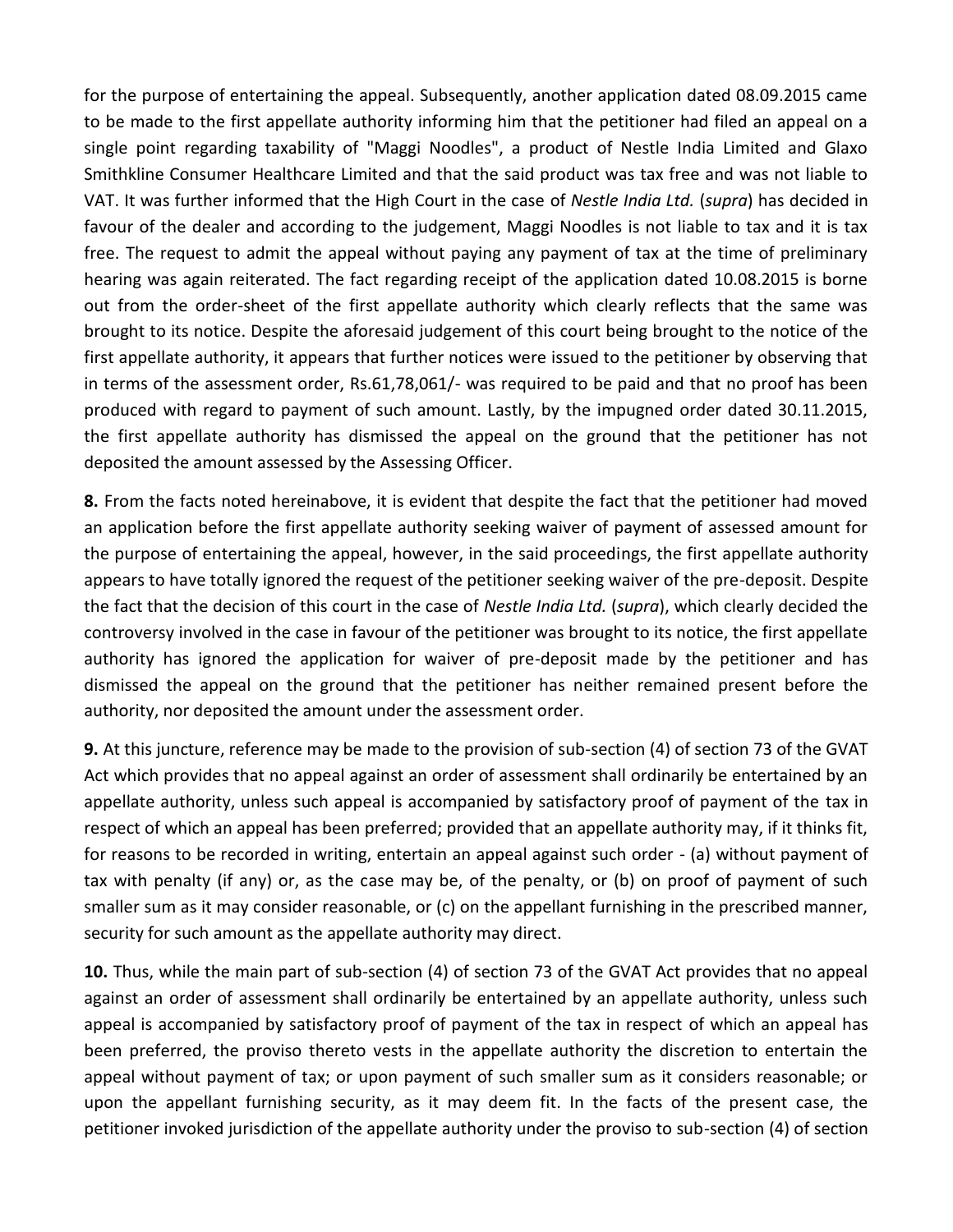for the purpose of entertaining the appeal. Subsequently, another application dated 08.09.2015 came to be made to the first appellate authority informing him that the petitioner had filed an appeal on a single point regarding taxability of "Maggi Noodles", a product of Nestle India Limited and Glaxo Smithkline Consumer Healthcare Limited and that the said product was tax free and was not liable to VAT. It was further informed that the High Court in the case of *Nestle India Ltd.* (*supra*) has decided in favour of the dealer and according to the judgement, Maggi Noodles is not liable to tax and it is tax free. The request to admit the appeal without paying any payment of tax at the time of preliminary hearing was again reiterated. The fact regarding receipt of the application dated 10.08.2015 is borne out from the order-sheet of the first appellate authority which clearly reflects that the same was brought to its notice. Despite the aforesaid judgement of this court being brought to the notice of the first appellate authority, it appears that further notices were issued to the petitioner by observing that in terms of the assessment order, Rs.61,78,061/- was required to be paid and that no proof has been produced with regard to payment of such amount. Lastly, by the impugned order dated 30.11.2015, the first appellate authority has dismissed the appeal on the ground that the petitioner has not deposited the amount assessed by the Assessing Officer.

**8.** From the facts noted hereinabove, it is evident that despite the fact that the petitioner had moved an application before the first appellate authority seeking waiver of payment of assessed amount for the purpose of entertaining the appeal, however, in the said proceedings, the first appellate authority appears to have totally ignored the request of the petitioner seeking waiver of the pre-deposit. Despite the fact that the decision of this court in the case of *Nestle India Ltd.* (*supra*), which clearly decided the controversy involved in the case in favour of the petitioner was brought to its notice, the first appellate authority has ignored the application for waiver of pre-deposit made by the petitioner and has dismissed the appeal on the ground that the petitioner has neither remained present before the authority, nor deposited the amount under the assessment order.

**9.** At this juncture, reference may be made to the provision of sub-section (4) of section 73 of the GVAT Act which provides that no appeal against an order of assessment shall ordinarily be entertained by an appellate authority, unless such appeal is accompanied by satisfactory proof of payment of the tax in respect of which an appeal has been preferred; provided that an appellate authority may, if it thinks fit, for reasons to be recorded in writing, entertain an appeal against such order - (a) without payment of tax with penalty (if any) or, as the case may be, of the penalty, or (b) on proof of payment of such smaller sum as it may consider reasonable, or (c) on the appellant furnishing in the prescribed manner, security for such amount as the appellate authority may direct.

**10.** Thus, while the main part of sub-section (4) of section 73 of the GVAT Act provides that no appeal against an order of assessment shall ordinarily be entertained by an appellate authority, unless such appeal is accompanied by satisfactory proof of payment of the tax in respect of which an appeal has been preferred, the proviso thereto vests in the appellate authority the discretion to entertain the appeal without payment of tax; or upon payment of such smaller sum as it considers reasonable; or upon the appellant furnishing security, as it may deem fit. In the facts of the present case, the petitioner invoked jurisdiction of the appellate authority under the proviso to sub-section (4) of section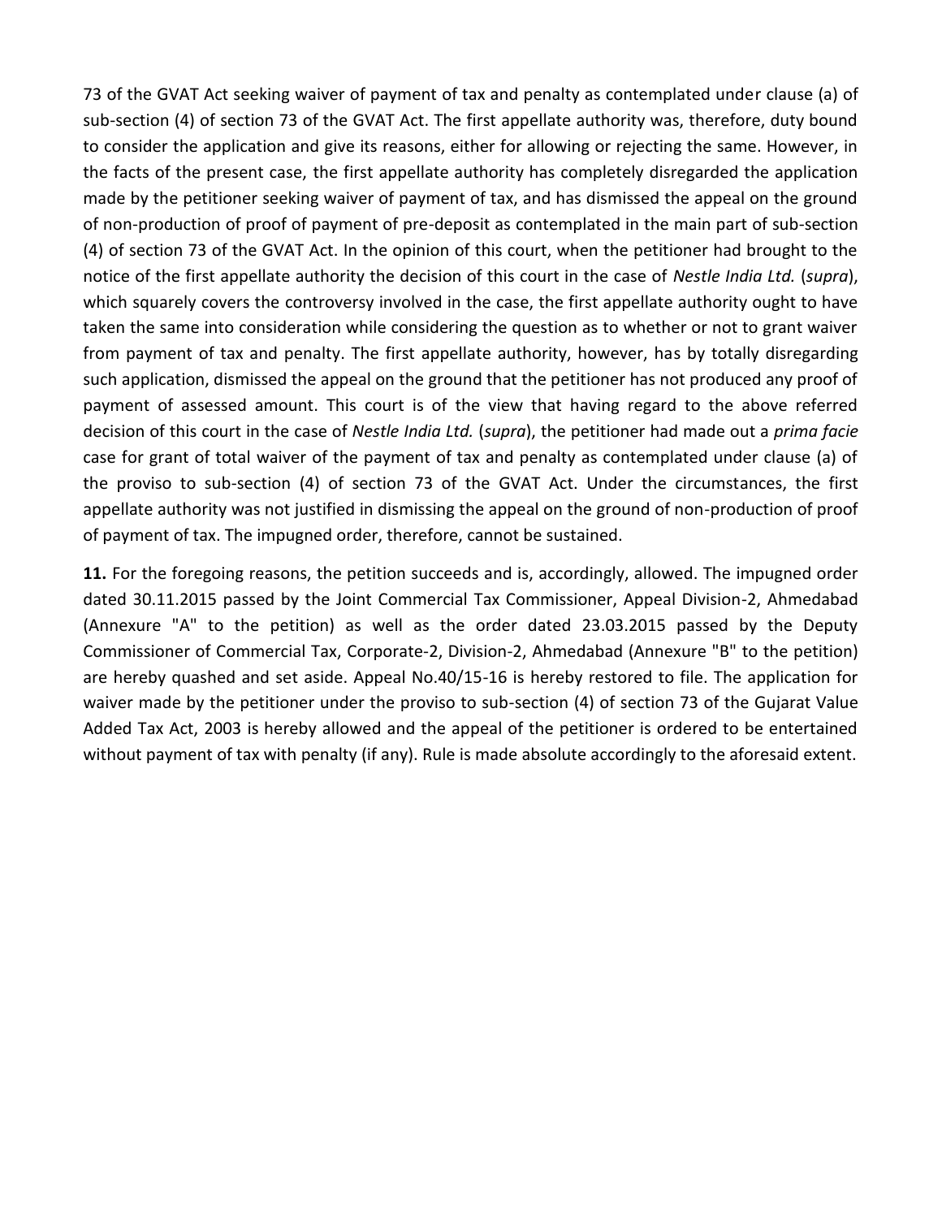73 of the GVAT Act seeking waiver of payment of tax and penalty as contemplated under clause (a) of sub-section (4) of section 73 of the GVAT Act. The first appellate authority was, therefore, duty bound to consider the application and give its reasons, either for allowing or rejecting the same. However, in the facts of the present case, the first appellate authority has completely disregarded the application made by the petitioner seeking waiver of payment of tax, and has dismissed the appeal on the ground of non-production of proof of payment of pre-deposit as contemplated in the main part of sub-section (4) of section 73 of the GVAT Act. In the opinion of this court, when the petitioner had brought to the notice of the first appellate authority the decision of this court in the case of *Nestle India Ltd.* (*supra*), which squarely covers the controversy involved in the case, the first appellate authority ought to have taken the same into consideration while considering the question as to whether or not to grant waiver from payment of tax and penalty. The first appellate authority, however, has by totally disregarding such application, dismissed the appeal on the ground that the petitioner has not produced any proof of payment of assessed amount. This court is of the view that having regard to the above referred decision of this court in the case of *Nestle India Ltd.* (*supra*), the petitioner had made out a *prima facie* case for grant of total waiver of the payment of tax and penalty as contemplated under clause (a) of the proviso to sub-section (4) of section 73 of the GVAT Act. Under the circumstances, the first appellate authority was not justified in dismissing the appeal on the ground of non-production of proof of payment of tax. The impugned order, therefore, cannot be sustained.

**11.** For the foregoing reasons, the petition succeeds and is, accordingly, allowed. The impugned order dated 30.11.2015 passed by the Joint Commercial Tax Commissioner, Appeal Division-2, Ahmedabad (Annexure "A" to the petition) as well as the order dated 23.03.2015 passed by the Deputy Commissioner of Commercial Tax, Corporate-2, Division-2, Ahmedabad (Annexure "B" to the petition) are hereby quashed and set aside. Appeal No.40/15-16 is hereby restored to file. The application for waiver made by the petitioner under the proviso to sub-section (4) of section 73 of the Gujarat Value Added Tax Act, 2003 is hereby allowed and the appeal of the petitioner is ordered to be entertained without payment of tax with penalty (if any). Rule is made absolute accordingly to the aforesaid extent.